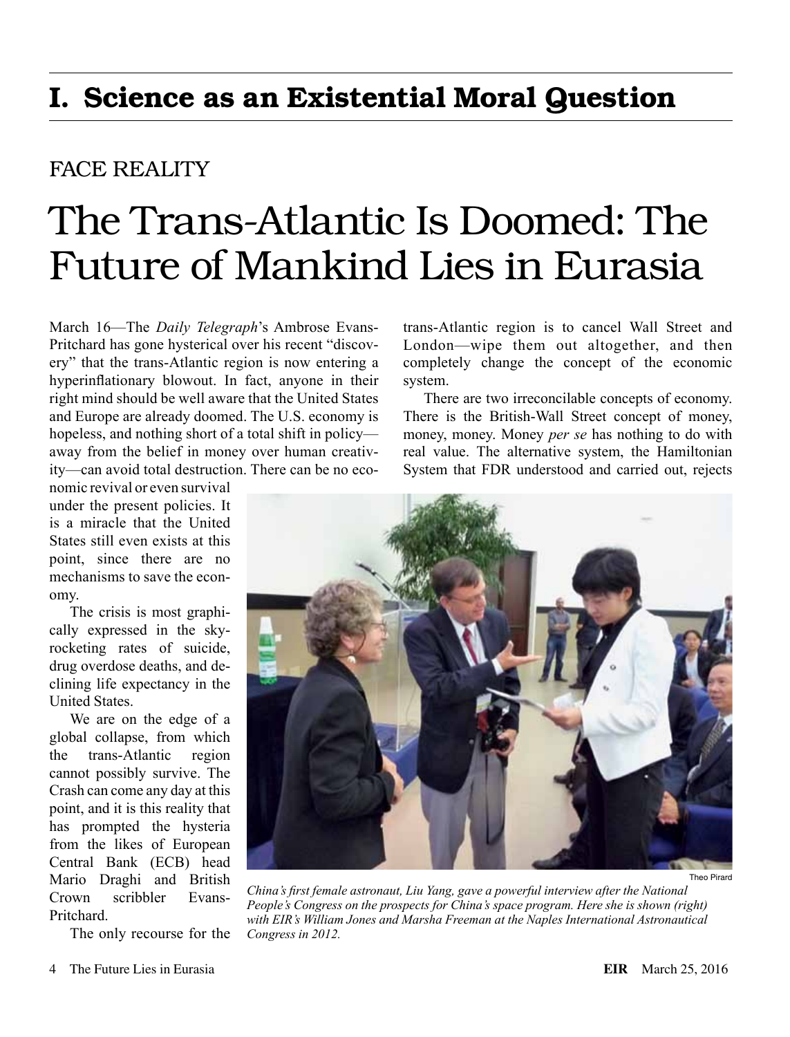# I. Science as an Existential Moral Question

## FACE REALITY

# The Trans-Atlantic Is Doomed: The Future of Mankind Lies in Eurasia

March 16—The *Daily Telegraph*'s Ambrose Evans-Pritchard has gone hysterical over his recent "discovery" that the trans-Atlantic region is now entering a hyperinflationary blowout. In fact, anyone in their right mind should be well aware that the United States and Europe are already doomed. The U.S. economy is hopeless, and nothing short of a total shift in policy—away from the belief in money over human creativity—can avoid total destruction. There can be no economic revival or even survival under the present policies. It is a miracle that the United States still even exists at this point, since there are no mechanisms to save the economy.

The crisis is most graphically expressed in the skyrocketing rates of suicide, drug overdose deaths, and declining life expectancy in the United States.

We are on the edge of a global collapse, from which the trans-Atlantic region cannot possibly survive. The Crash can come any day at this point, and it is this reality that has prompted the hysteria from the likes of European Central Bank (ECB) head Mario Draghi and British Crown scribbler Evans-Pritchard.

The only recourse for the trans-Atlantic region is to cancel Wall Street and London—wipe them out altogether, and then completely change the concept of the economic system.

There are two irreconcilable concepts of economy. There is the British-Wall Street concept of money, money, money. Money *per se* has nothing to do with real value. The alternative system, the Hamiltonian System that FDR understood and carried out, rejects

Theo Pirard

*China's first female astronaut, Liu Yang, gave a powerful interview after the National People's Congress on the prospects for China's space program. Here she is shown (right) with EIR's William Jones and Marsha Freeman at the Naples International Astronautical Congress in 2012.*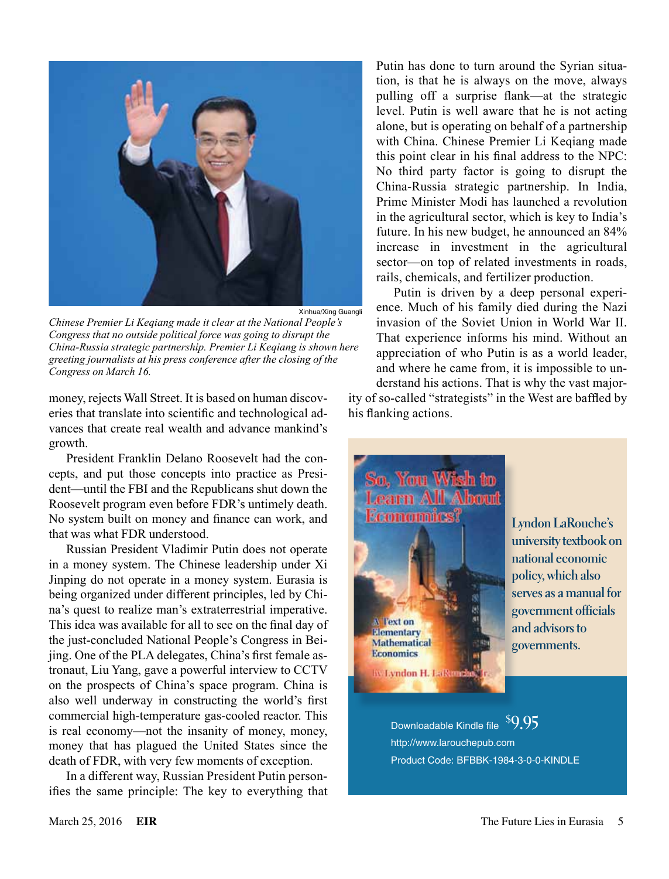Xinhua/Xing Guangli

*Chinese Premier Li Keqiang made it clear at the National People's Congress that no outside political force was going to disrupt the China-Russia strategic partnership. Premier Li Keqiang is shown here greeting journalists at his press conference after the closing of the Congress on March 16.*

money, rejects Wall Street. It is based on human discoveries that translate into scientific and technological advances that create real wealth and advance mankind's growth.

President Franklin Delano Roosevelt had the concepts, and put those concepts into practice as President—until the FBI and the Republicans shut down the Roosevelt program even before FDR's untimely death. No system built on money and finance can work, and that was what FDR understood.

Russian President Vladimir Putin does not operate in a money system. The Chinese leadership under Xi Jinping do not operate in a money system. Eurasia is being organized under different principles, led by China's quest to realize man's extraterrestrial imperative. This idea was available for all to see on the final day of the just-concluded National People's Congress in Beijing. One of the PLA delegates, China's first female astronaut, Liu Yang, gave a powerful interview to CCTV on the prospects of China's space program. China is also well underway in constructing the world's first commercial high-temperature gas-cooled reactor. This is real economy—not the insanity of money, money, money that has plagued the United States since the death of FDR, with very few moments of exception.

In a different way, Russian President Putin personifies the same principle: The key to everything that Putin has done to turn around the Syrian situation, is that he is always on the move, always pulling off a surprise flank—at the strategic level. Putin is well aware that he is not acting alone, but is operating on behalf of a partnership with China. Chinese Premier Li Keqiang made this point clear in his final address to the NPC: No third party factor is going to disrupt the China-Russia strategic partnership. In India, Prime Minister Modi has launched a revolution in the agricultural sector, which is key to India's future. In his new budget, he announced an 84% increase in investment in the agricultural sector—on top of related investments in roads, rails, chemicals, and fertilizer production.

Putin is driven by a deep personal experience. Much of his family died during the Nazi invasion of the Soviet Union in World War II. That experience informs his mind. Without an appreciation of who Putin is as a world leader, and where he came from, it is impossible to understand his actions. That is why the vast majority of so-called "strategists" in the West are baffled by his flanking actions.

So, You Wish to Learn All About Economics?

A Text on Elementary Mathematical Economics

by Lyndon H. LaRouche, Jr.

Lyndon LaRouche's university textbook on national economic policy, which also serves as a manual for government officials and advisors to governments.

Downloadable Kindle file $9.95

http://www.larouchepub.com

Product Code: BFBBK-1984-3-0-0-KINDLE